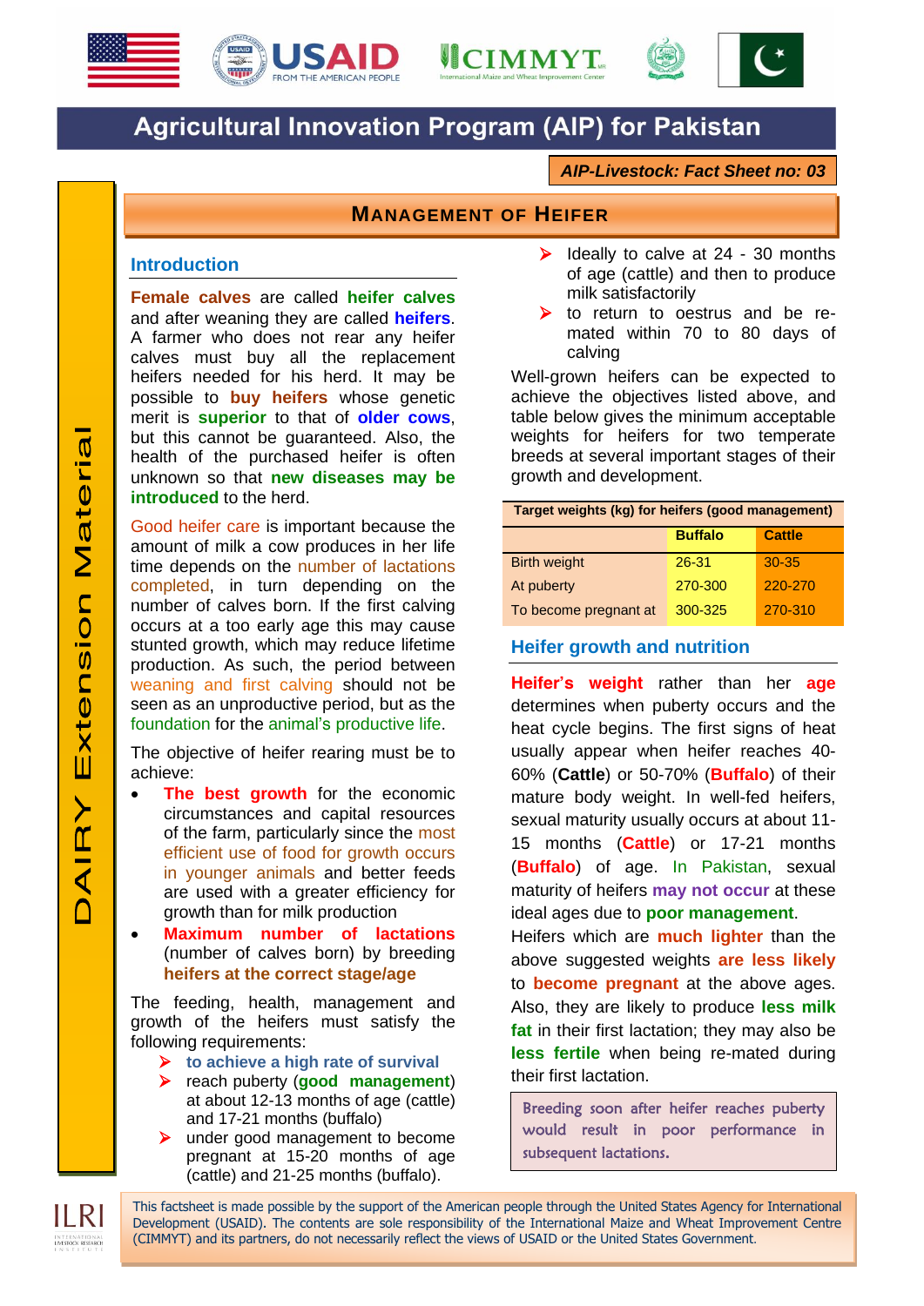# Agricultural Innovation Program (AIP) for Pakistan

***AIP-Livestock: Fact Sheet no: 03***

## MANAGEMENT OF HEIFER

DAIRY Extension Material

### Introduction

**Female calves** are called **heifer calves** and after weaning they are called **heifers**. A farmer who does not rear any heifer calves must buy all the replacement heifers needed for his herd. It may be possible to **buy heifers** whose genetic merit is **superior** to that of **older cows**, but this cannot be guaranteed. Also, the health of the purchased heifer is often unknown so that **new diseases may be introduced** to the herd.

Good heifer care is important because the amount of milk a cow produces in her life time depends on the number of lactations completed, in turn depending on the number of calves born. If the first calving occurs at a too early age this may cause stunted growth, which may reduce lifetime production. As such, the period between weaning and first calving should not be seen as an unproductive period, but as the foundation for the animal's productive life.

The objective of heifer rearing must be to achieve:

- **The best growth** for the economic circumstances and capital resources of the farm, particularly since the most efficient use of food for growth occurs in younger animals and better feeds are used with a greater efficiency for growth than for milk production
- **Maximum number of lactations** (number of calves born) by breeding **heifers at the correct stage/age**

The feeding, health, management and growth of the heifers must satisfy the following requirements:

- to achieve a high rate of survival
- reach puberty (**good management**) at about 12-13 months of age (cattle) and 17-21 months (buffalo)
- under good management to become pregnant at 15-20 months of age (cattle) and 21-25 months (buffalo).
- Ideally to calve at 24 - 30 months of age (cattle) and then to produce milk satisfactorily
- to return to oestrus and be re-mated within 70 to 80 days of calving

Well-grown heifers can be expected to achieve the objectives listed above, and table below gives the minimum acceptable weights for heifers for two temperate breeds at several important stages of their growth and development.

**Target weights (kg) for heifers (good management)**

| | Buffalo | Cattle |
|---|---|---|
| Birth weight | 26-31 | 30-35 |
| At puberty | 270-300 | 220-270 |
| To become pregnant at | 300-325 | 270-310 |

### Heifer growth and nutrition

**Heifer's weight** rather than her **age** determines when puberty occurs and the heat cycle begins. The first signs of heat usually appear when heifer reaches 40-60% (**Cattle**) or 50-70% (**Buffalo**) of their mature body weight. In well-fed heifers, sexual maturity usually occurs at about 11-15 months (**Cattle**) or 17-21 months (**Buffalo**) of age. In Pakistan, sexual maturity of heifers **may not occur** at these ideal ages due to **poor management**.

Heifers which are **much lighter** than the above suggested weights **are less likely** to **become pregnant** at the above ages. Also, they are likely to produce **less milk fat** in their first lactation; they may also be **less fertile** when being re-mated during their first lactation.

> Breeding soon after heifer reaches puberty would result in poor performance in subsequent lactations.

This factsheet is made possible by the support of the American people through the United States Agency for International Development (USAID). The contents are sole responsibility of the International Maize and Wheat Improvement Centre (CIMMYT) and its partners, do not necessarily reflect the views of USAID or the United States Government.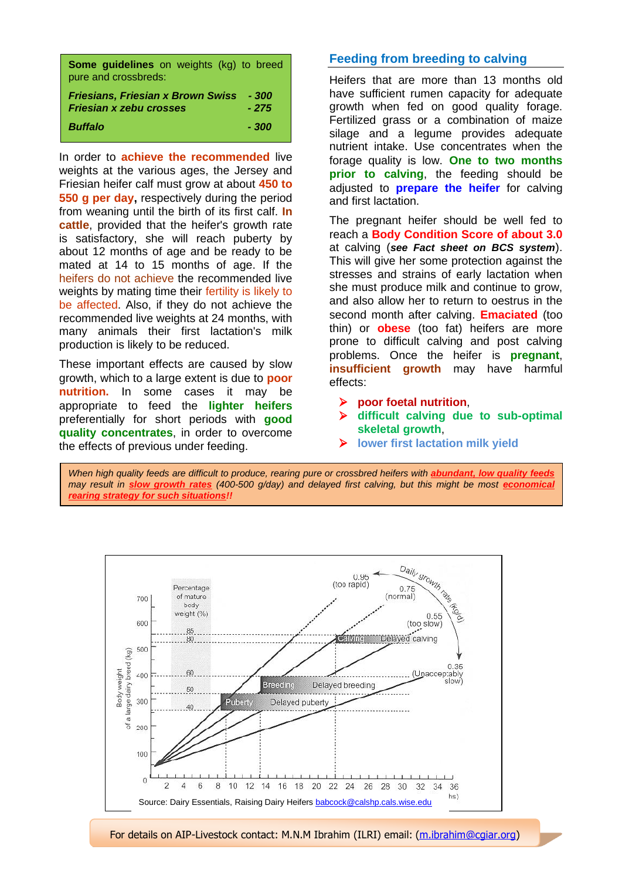**Some guidelines** on weights (kg) to breed pure and crossbreds:

| | |
|---|---|
| ***Friesians, Friesian x Brown Swiss*** | ***- 300*** |
| ***Friesian x zebu crosses*** | ***- 275*** |
| ***Buffalo*** | ***- 300*** |

In order to **achieve the recommended** live weights at the various ages, the Jersey and Friesian heifer calf must grow at about **450 to 550 g per day,** respectively during the period from weaning until the birth of its first calf. **In cattle**, provided that the heifer's growth rate is satisfactory, she will reach puberty by about 12 months of age and be ready to be mated at 14 to 15 months of age. If the heifers do not achieve the recommended live weights by mating time their fertility is likely to be affected. Also, if they do not achieve the recommended live weights at 24 months, with many animals their first lactation's milk production is likely to be reduced.

These important effects are caused by slow growth, which to a large extent is due to **poor nutrition.** In some cases it may be appropriate to feed the **lighter heifers** preferentially for short periods with **good quality concentrates**, in order to overcome the effects of previous under feeding.

## Feeding from breeding to calving

Heifers that are more than 13 months old have sufficient rumen capacity for adequate growth when fed on good quality forage. Fertilized grass or a combination of maize silage and a legume provides adequate nutrient intake. Use concentrates when the forage quality is low. **One to two months prior to calving**, the feeding should be adjusted to **prepare the heifer** for calving and first lactation.

The pregnant heifer should be well fed to reach a **Body Condition Score of about 3.0** at calving (***see Fact sheet on BCS system***). This will give her some protection against the stresses and strains of early lactation when she must produce milk and continue to grow, and also allow her to return to oestrus in the second month after calving. **Emaciated** (too thin) or **obese** (too fat) heifers are more prone to difficult calving and post calving problems. Once the heifer is **pregnant**, **insufficient growth** may have harmful effects:

- **poor foetal nutrition**,
- **difficult calving due to sub-optimal skeletal growth**,
- **lower first lactation milk yield**

*When high quality feeds are difficult to produce, rearing pure or crossbred heifers with **abundant, low quality feeds** may result in **slow growth rates** (400-500 g/day) and delayed first calving, but this might be most **economical rearing strategy for such situations!!***

Daily growth rate (kg/d)
0.95 (too rapid)
0.75 (normal)
0.55 (too slow)
0.35 (Unacceptably slow)
Percentage of mature body weight (%)
85
80
60
50
40
Calving
Delayed calving
Breeding
Delayed breeding
Puberty
Delayed puberty
Body weight of a large dairy breed (kg)
0
100
200
300
400
500
600
700
2 4 6 8 10 12 14 16 18 20 22 24 26 28 30 32 34 36
(months)

Source: Dairy Essentials, Raising Dairy Heifers babcock@calshp.cals.wise.edu

For details on AIP-Livestock contact: M.N.M Ibrahim (ILRI) email: (m.ibrahim@cgiar.org)